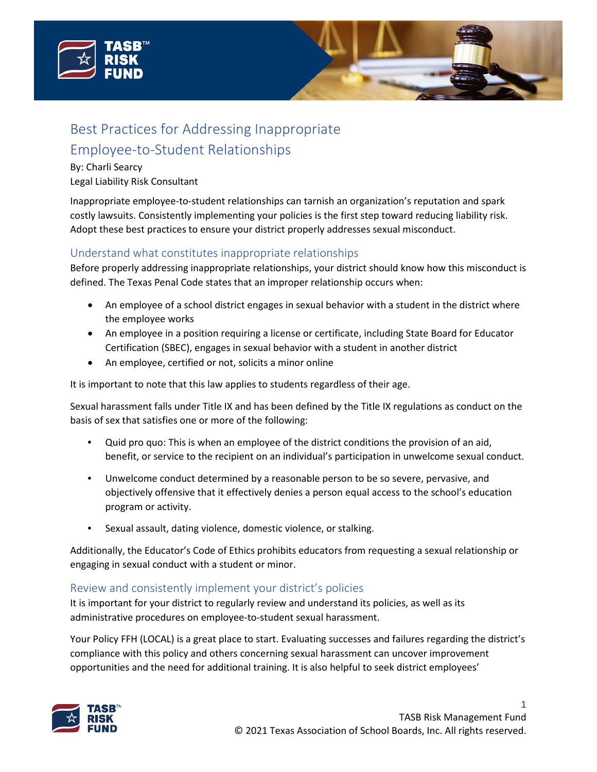# Best Practices for Addressing Inappropriate Employee-to-Student Relationships

By: Charli Searcy
Legal Liability Risk Consultant

Inappropriate employee-to-student relationships can tarnish an organization's reputation and spark costly lawsuits. Consistently implementing your policies is the first step toward reducing liability risk. Adopt these best practices to ensure your district properly addresses sexual misconduct.

## Understand what constitutes inappropriate relationships

Before properly addressing inappropriate relationships, your district should know how this misconduct is defined. The Texas Penal Code states that an improper relationship occurs when:

- An employee of a school district engages in sexual behavior with a student in the district where the employee works
- An employee in a position requiring a license or certificate, including State Board for Educator Certification (SBEC), engages in sexual behavior with a student in another district
- An employee, certified or not, solicits a minor online

It is important to note that this law applies to students regardless of their age.

Sexual harassment falls under Title IX and has been defined by the Title IX regulations as conduct on the basis of sex that satisfies one or more of the following:

- Quid pro quo: This is when an employee of the district conditions the provision of an aid, benefit, or service to the recipient on an individual's participation in unwelcome sexual conduct.
- Unwelcome conduct determined by a reasonable person to be so severe, pervasive, and objectively offensive that it effectively denies a person equal access to the school's education program or activity.
- Sexual assault, dating violence, domestic violence, or stalking.

Additionally, the Educator's Code of Ethics prohibits educators from requesting a sexual relationship or engaging in sexual conduct with a student or minor.

## Review and consistently implement your district's policies

It is important for your district to regularly review and understand its policies, as well as its administrative procedures on employee-to-student sexual harassment.

Your Policy FFH (LOCAL) is a great place to start. Evaluating successes and failures regarding the district's compliance with this policy and others concerning sexual harassment can uncover improvement opportunities and the need for additional training. It is also helpful to seek district employees'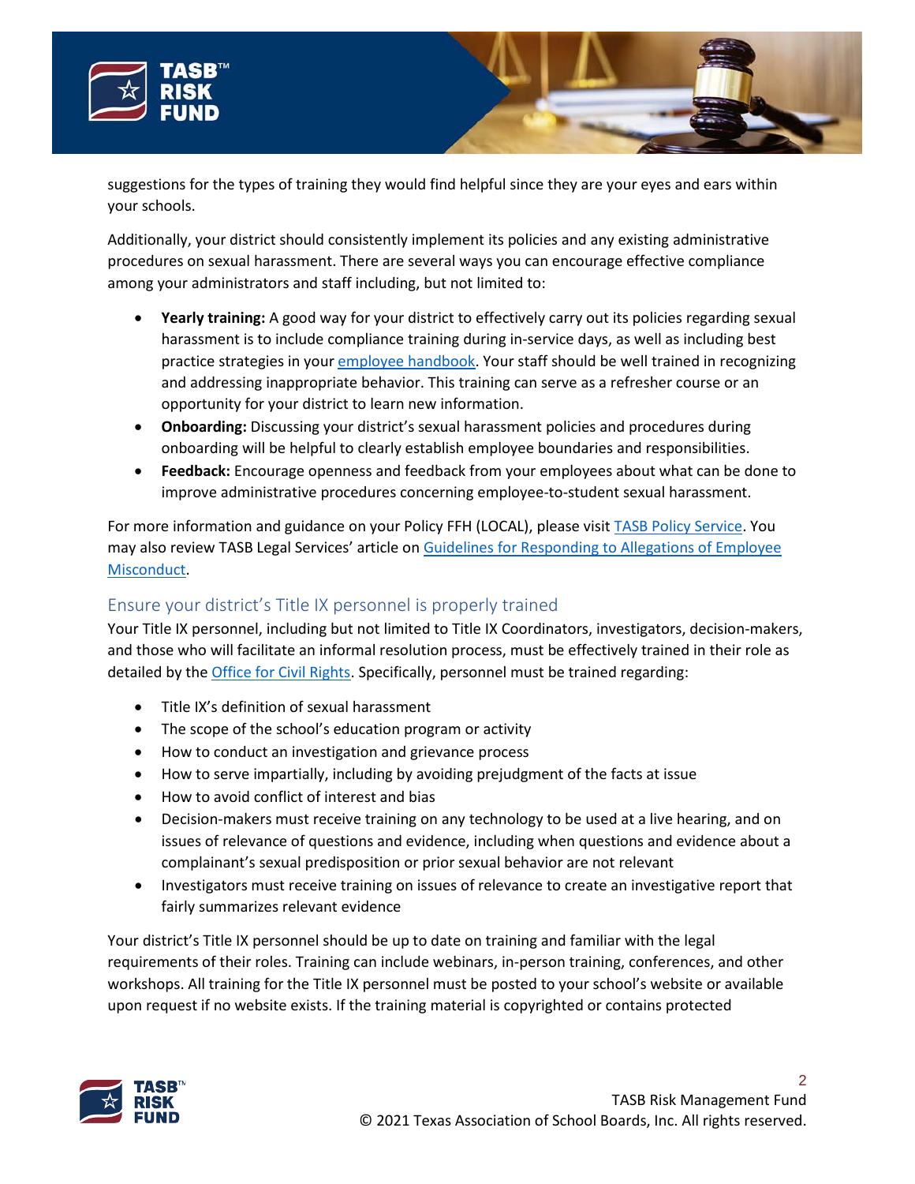suggestions for the types of training they would find helpful since they are your eyes and ears within your schools.

Additionally, your district should consistently implement its policies and any existing administrative procedures on sexual harassment. There are several ways you can encourage effective compliance among your administrators and staff including, but not limited to:

- **Yearly training:** A good way for your district to effectively carry out its policies regarding sexual harassment is to include compliance training during in-service days, as well as including best practice strategies in your employee handbook. Your staff should be well trained in recognizing and addressing inappropriate behavior. This training can serve as a refresher course or an opportunity for your district to learn new information.
- **Onboarding:** Discussing your district's sexual harassment policies and procedures during onboarding will be helpful to clearly establish employee boundaries and responsibilities.
- **Feedback:** Encourage openness and feedback from your employees about what can be done to improve administrative procedures concerning employee-to-student sexual harassment.

For more information and guidance on your Policy FFH (LOCAL), please visit TASB Policy Service. You may also review TASB Legal Services' article on Guidelines for Responding to Allegations of Employee Misconduct.

## Ensure your district's Title IX personnel is properly trained

Your Title IX personnel, including but not limited to Title IX Coordinators, investigators, decision-makers, and those who will facilitate an informal resolution process, must be effectively trained in their role as detailed by the Office for Civil Rights. Specifically, personnel must be trained regarding:

- Title IX's definition of sexual harassment
- The scope of the school's education program or activity
- How to conduct an investigation and grievance process
- How to serve impartially, including by avoiding prejudgment of the facts at issue
- How to avoid conflict of interest and bias
- Decision-makers must receive training on any technology to be used at a live hearing, and on issues of relevance of questions and evidence, including when questions and evidence about a complainant's sexual predisposition or prior sexual behavior are not relevant
- Investigators must receive training on issues of relevance to create an investigative report that fairly summarizes relevant evidence

Your district's Title IX personnel should be up to date on training and familiar with the legal requirements of their roles. Training can include webinars, in-person training, conferences, and other workshops. All training for the Title IX personnel must be posted to your school's website or available upon request if no website exists. If the training material is copyrighted or contains protected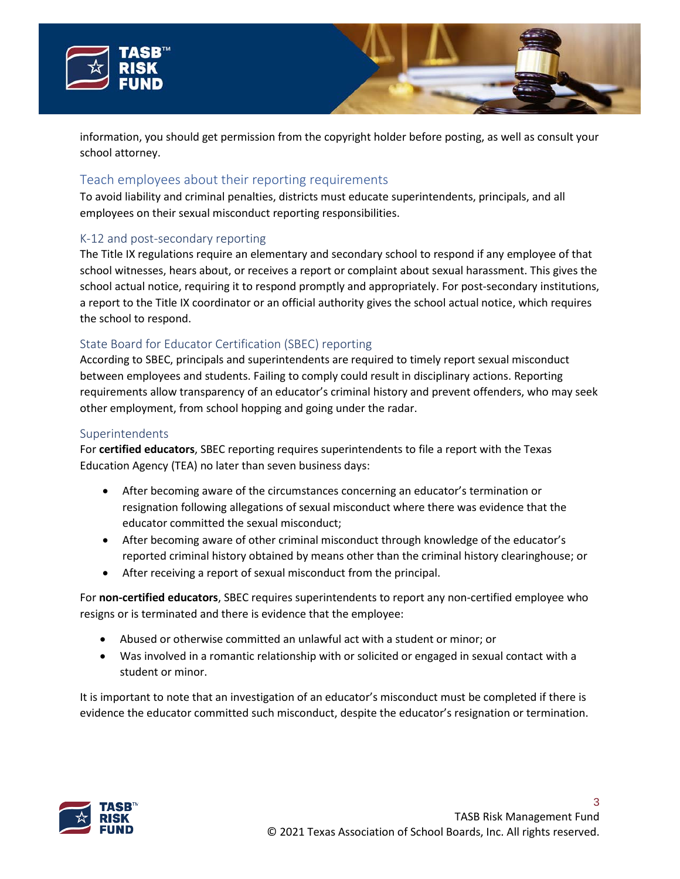information, you should get permission from the copyright holder before posting, as well as consult your school attorney.

## Teach employees about their reporting requirements

To avoid liability and criminal penalties, districts must educate superintendents, principals, and all employees on their sexual misconduct reporting responsibilities.

### K-12 and post-secondary reporting

The Title IX regulations require an elementary and secondary school to respond if any employee of that school witnesses, hears about, or receives a report or complaint about sexual harassment. This gives the school actual notice, requiring it to respond promptly and appropriately. For post-secondary institutions, a report to the Title IX coordinator or an official authority gives the school actual notice, which requires the school to respond.

### State Board for Educator Certification (SBEC) reporting

According to SBEC, principals and superintendents are required to timely report sexual misconduct between employees and students. Failing to comply could result in disciplinary actions. Reporting requirements allow transparency of an educator's criminal history and prevent offenders, who may seek other employment, from school hopping and going under the radar.

### Superintendents

For **certified educators**, SBEC reporting requires superintendents to file a report with the Texas Education Agency (TEA) no later than seven business days:

- After becoming aware of the circumstances concerning an educator's termination or resignation following allegations of sexual misconduct where there was evidence that the educator committed the sexual misconduct;
- After becoming aware of other criminal misconduct through knowledge of the educator's reported criminal history obtained by means other than the criminal history clearinghouse; or
- After receiving a report of sexual misconduct from the principal.

For **non-certified educators**, SBEC requires superintendents to report any non-certified employee who resigns or is terminated and there is evidence that the employee:

- Abused or otherwise committed an unlawful act with a student or minor; or
- Was involved in a romantic relationship with or solicited or engaged in sexual contact with a student or minor.

It is important to note that an investigation of an educator's misconduct must be completed if there is evidence the educator committed such misconduct, despite the educator's resignation or termination.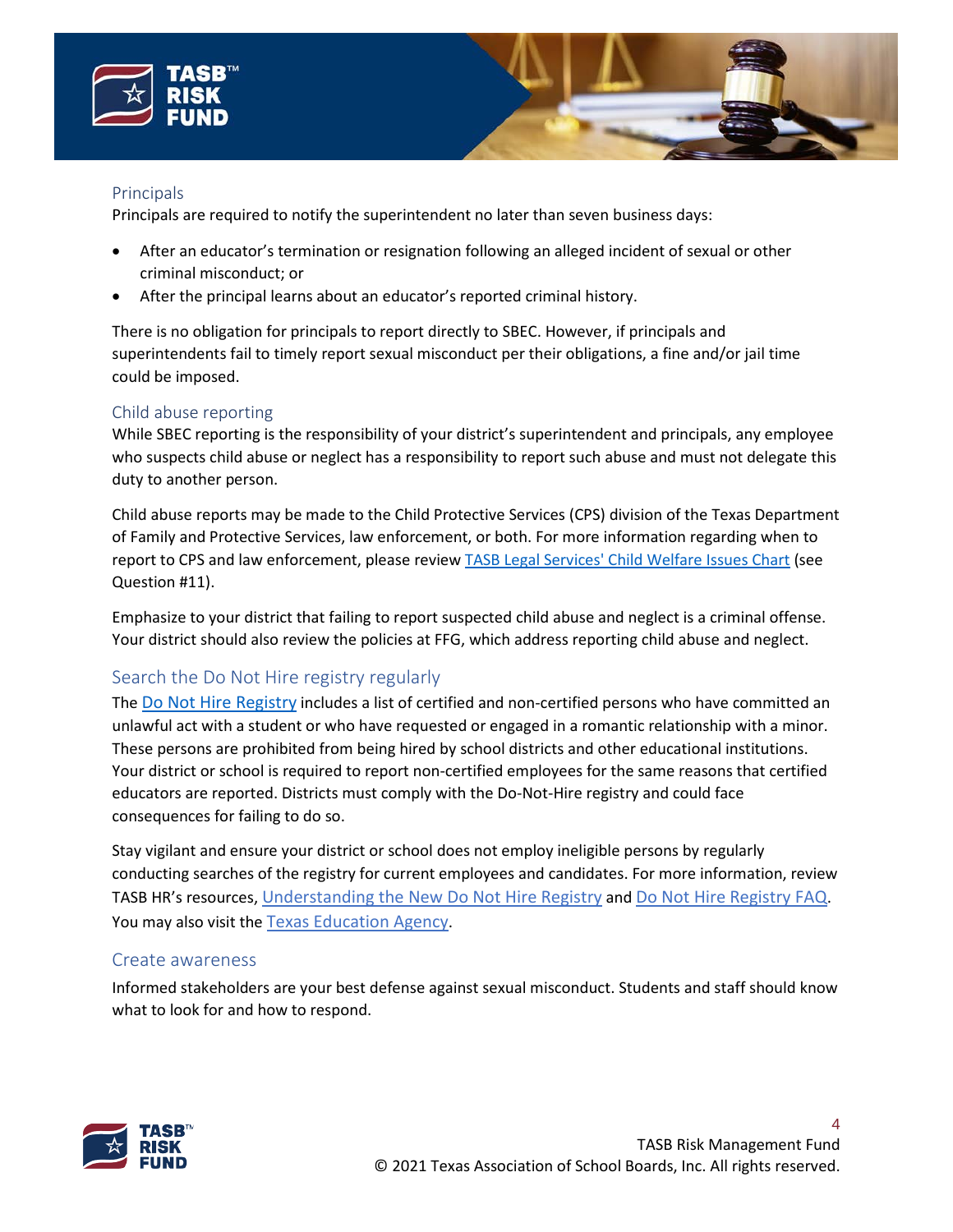### Principals

Principals are required to notify the superintendent no later than seven business days:

- After an educator's termination or resignation following an alleged incident of sexual or other criminal misconduct; or
- After the principal learns about an educator's reported criminal history.

There is no obligation for principals to report directly to SBEC. However, if principals and superintendents fail to timely report sexual misconduct per their obligations, a fine and/or jail time could be imposed.

### Child abuse reporting

While SBEC reporting is the responsibility of your district's superintendent and principals, any employee who suspects child abuse or neglect has a responsibility to report such abuse and must not delegate this duty to another person.

Child abuse reports may be made to the Child Protective Services (CPS) division of the Texas Department of Family and Protective Services, law enforcement, or both. For more information regarding when to report to CPS and law enforcement, please review TASB Legal Services' Child Welfare Issues Chart (see Question #11).

Emphasize to your district that failing to report suspected child abuse and neglect is a criminal offense. Your district should also review the policies at FFG, which address reporting child abuse and neglect.

## Search the Do Not Hire registry regularly

The Do Not Hire Registry includes a list of certified and non-certified persons who have committed an unlawful act with a student or who have requested or engaged in a romantic relationship with a minor. These persons are prohibited from being hired by school districts and other educational institutions. Your district or school is required to report non-certified employees for the same reasons that certified educators are reported. Districts must comply with the Do-Not-Hire registry and could face consequences for failing to do so.

Stay vigilant and ensure your district or school does not employ ineligible persons by regularly conducting searches of the registry for current employees and candidates. For more information, review TASB HR's resources, Understanding the New Do Not Hire Registry and Do Not Hire Registry FAQ. You may also visit the Texas Education Agency.

## Create awareness

Informed stakeholders are your best defense against sexual misconduct. Students and staff should know what to look for and how to respond.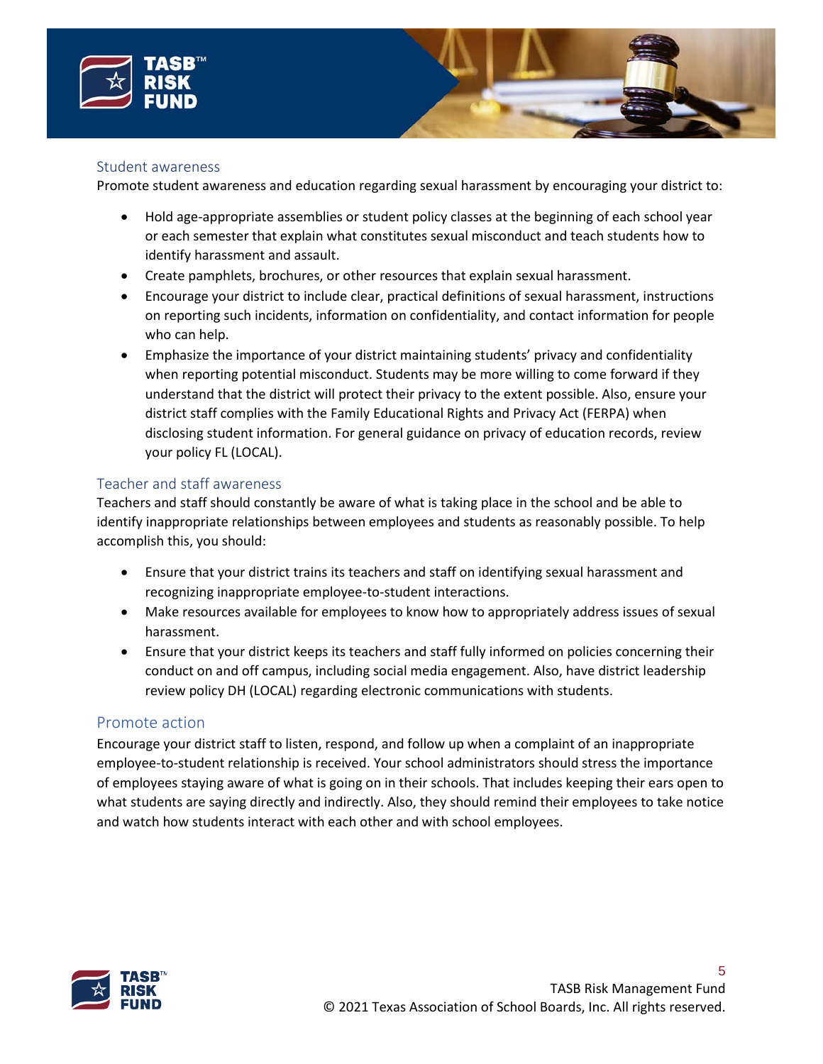### Student awareness

Promote student awareness and education regarding sexual harassment by encouraging your district to:

- Hold age-appropriate assemblies or student policy classes at the beginning of each school year or each semester that explain what constitutes sexual misconduct and teach students how to identify harassment and assault.
- Create pamphlets, brochures, or other resources that explain sexual harassment.
- Encourage your district to include clear, practical definitions of sexual harassment, instructions on reporting such incidents, information on confidentiality, and contact information for people who can help.
- Emphasize the importance of your district maintaining students' privacy and confidentiality when reporting potential misconduct. Students may be more willing to come forward if they understand that the district will protect their privacy to the extent possible. Also, ensure your district staff complies with the Family Educational Rights and Privacy Act (FERPA) when disclosing student information. For general guidance on privacy of education records, review your policy FL (LOCAL).

### Teacher and staff awareness

Teachers and staff should constantly be aware of what is taking place in the school and be able to identify inappropriate relationships between employees and students as reasonably possible. To help accomplish this, you should:

- Ensure that your district trains its teachers and staff on identifying sexual harassment and recognizing inappropriate employee-to-student interactions.
- Make resources available for employees to know how to appropriately address issues of sexual harassment.
- Ensure that your district keeps its teachers and staff fully informed on policies concerning their conduct on and off campus, including social media engagement. Also, have district leadership review policy DH (LOCAL) regarding electronic communications with students.

## Promote action

Encourage your district staff to listen, respond, and follow up when a complaint of an inappropriate employee-to-student relationship is received. Your school administrators should stress the importance of employees staying aware of what is going on in their schools. That includes keeping their ears open to what students are saying directly and indirectly. Also, they should remind their employees to take notice and watch how students interact with each other and with school employees.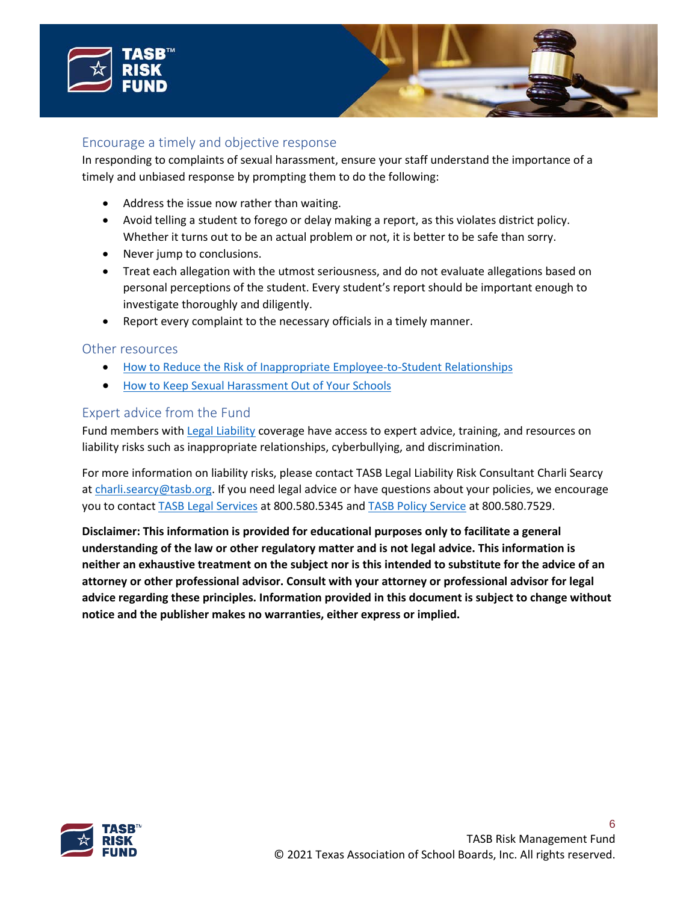## Encourage a timely and objective response

In responding to complaints of sexual harassment, ensure your staff understand the importance of a timely and unbiased response by prompting them to do the following:

- Address the issue now rather than waiting.
- Avoid telling a student to forego or delay making a report, as this violates district policy. Whether it turns out to be an actual problem or not, it is better to be safe than sorry.
- Never jump to conclusions.
- Treat each allegation with the utmost seriousness, and do not evaluate allegations based on personal perceptions of the student. Every student's report should be important enough to investigate thoroughly and diligently.
- Report every complaint to the necessary officials in a timely manner.

## Other resources

- How to Reduce the Risk of Inappropriate Employee-to-Student Relationships
- How to Keep Sexual Harassment Out of Your Schools

## Expert advice from the Fund

Fund members with Legal Liability coverage have access to expert advice, training, and resources on liability risks such as inappropriate relationships, cyberbullying, and discrimination.

For more information on liability risks, please contact TASB Legal Liability Risk Consultant Charli Searcy at charli.searcy@tasb.org. If you need legal advice or have questions about your policies, we encourage you to contact TASB Legal Services at 800.580.5345 and TASB Policy Service at 800.580.7529.

**Disclaimer: This information is provided for educational purposes only to facilitate a general understanding of the law or other regulatory matter and is not legal advice. This information is neither an exhaustive treatment on the subject nor is this intended to substitute for the advice of an attorney or other professional advisor. Consult with your attorney or professional advisor for legal advice regarding these principles. Information provided in this document is subject to change without notice and the publisher makes no warranties, either express or implied.**